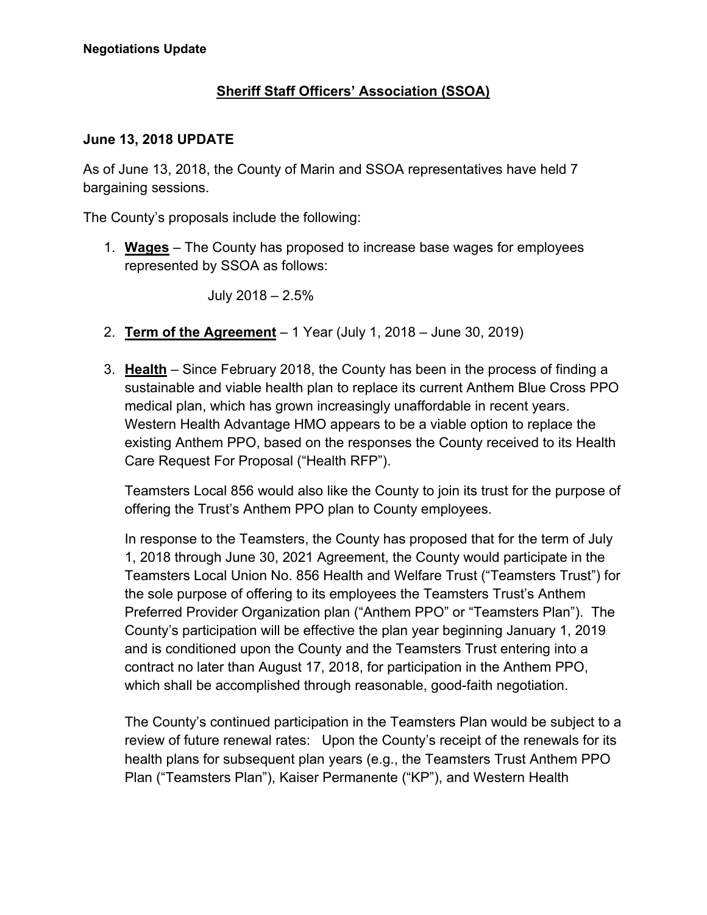**Negotiations Update**

## Sheriff Staff Officers' Association (SSOA)

### June 13, 2018 UPDATE

As of June 13, 2018, the County of Marin and SSOA representatives have held 7 bargaining sessions.

The County's proposals include the following:

1. **Wages** – The County has proposed to increase base wages for employees represented by SSOA as follows:

   July 2018 – 2.5%

2. **Term of the Agreement** – 1 Year (July 1, 2018 – June 30, 2019)

3. **Health** – Since February 2018, the County has been in the process of finding a sustainable and viable health plan to replace its current Anthem Blue Cross PPO medical plan, which has grown increasingly unaffordable in recent years. Western Health Advantage HMO appears to be a viable option to replace the existing Anthem PPO, based on the responses the County received to its Health Care Request For Proposal ("Health RFP").

   Teamsters Local 856 would also like the County to join its trust for the purpose of offering the Trust's Anthem PPO plan to County employees.

   In response to the Teamsters, the County has proposed that for the term of July 1, 2018 through June 30, 2021 Agreement, the County would participate in the Teamsters Local Union No. 856 Health and Welfare Trust ("Teamsters Trust") for the sole purpose of offering to its employees the Teamsters Trust's Anthem Preferred Provider Organization plan ("Anthem PPO" or "Teamsters Plan"). The County's participation will be effective the plan year beginning January 1, 2019 and is conditioned upon the County and the Teamsters Trust entering into a contract no later than August 17, 2018, for participation in the Anthem PPO, which shall be accomplished through reasonable, good-faith negotiation.

   The County's continued participation in the Teamsters Plan would be subject to a review of future renewal rates: Upon the County's receipt of the renewals for its health plans for subsequent plan years (e.g., the Teamsters Trust Anthem PPO Plan ("Teamsters Plan"), Kaiser Permanente ("KP"), and Western Health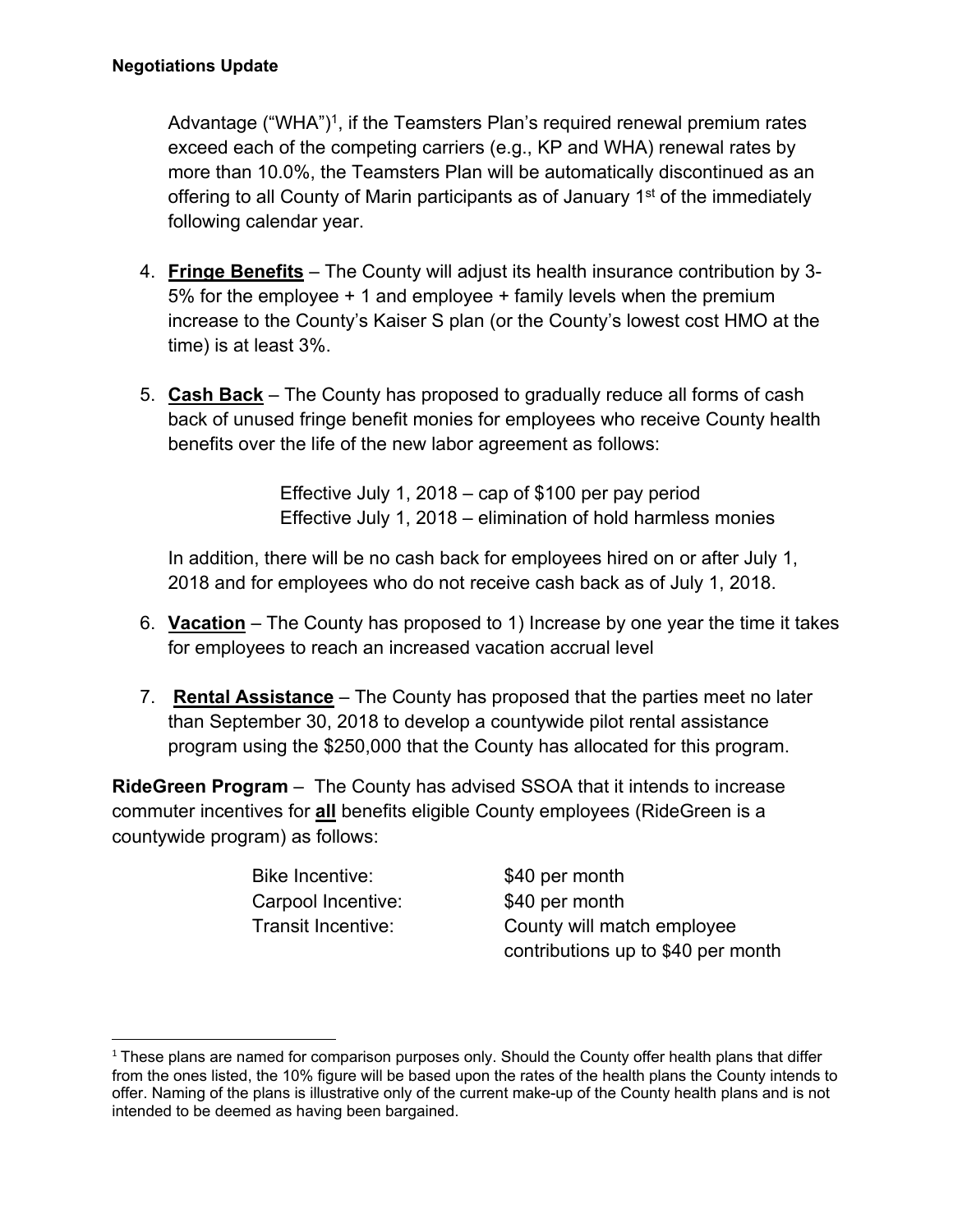Advantage ("WHA")[1], if the Teamsters Plan's required renewal premium rates exceed each of the competing carriers (e.g., KP and WHA) renewal rates by more than 10.0%, the Teamsters Plan will be automatically discontinued as an offering to all County of Marin participants as of January 1st of the immediately following calendar year.

4. **<u>Fringe Benefits</u>** – The County will adjust its health insurance contribution by 3-5% for the employee + 1 and employee + family levels when the premium increase to the County's Kaiser S plan (or the County's lowest cost HMO at the time) is at least 3%.

5. **<u>Cash Back</u>** – The County has proposed to gradually reduce all forms of cash back of unused fringe benefit monies for employees who receive County health benefits over the life of the new labor agreement as follows:

   Effective July 1, 2018 – cap of $100 per pay period
   Effective July 1, 2018 – elimination of hold harmless monies

   In addition, there will be no cash back for employees hired on or after July 1, 2018 and for employees who do not receive cash back as of July 1, 2018.

6. **<u>Vacation</u>** – The County has proposed to 1) Increase by one year the time it takes for employees to reach an increased vacation accrual level

7. **<u>Rental Assistance</u>** – The County has proposed that the parties meet no later than September 30, 2018 to develop a countywide pilot rental assistance program using the $250,000 that the County has allocated for this program.

**RideGreen Program** – The County has advised SSOA that it intends to increase commuter incentives for **<u>all</u>** benefits eligible County employees (RideGreen is a countywide program) as follows:

| | |
|---|---|
| Bike Incentive: | $40 per month |
| Carpool Incentive: | $40 per month |
| Transit Incentive: | County will match employee contributions up to $40 per month |

[1] These plans are named for comparison purposes only. Should the County offer health plans that differ from the ones listed, the 10% figure will be based upon the rates of the health plans the County intends to offer. Naming of the plans is illustrative only of the current make-up of the County health plans and is not intended to be deemed as having been bargained.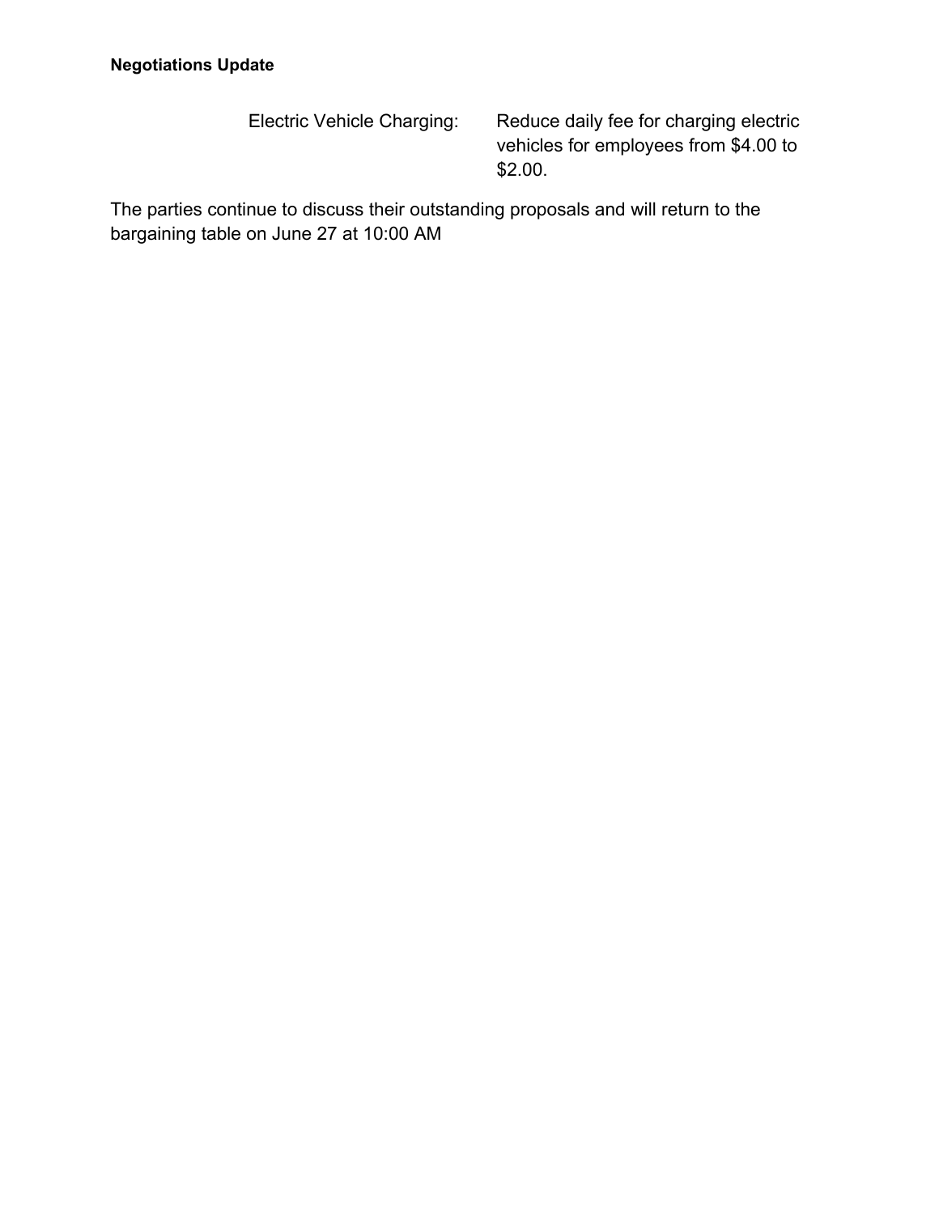**Negotiations Update**

| | |
|---|---|
| Electric Vehicle Charging: | Reduce daily fee for charging electric vehicles for employees from $4.00 to $2.00. |

The parties continue to discuss their outstanding proposals and will return to the bargaining table on June 27 at 10:00 AM